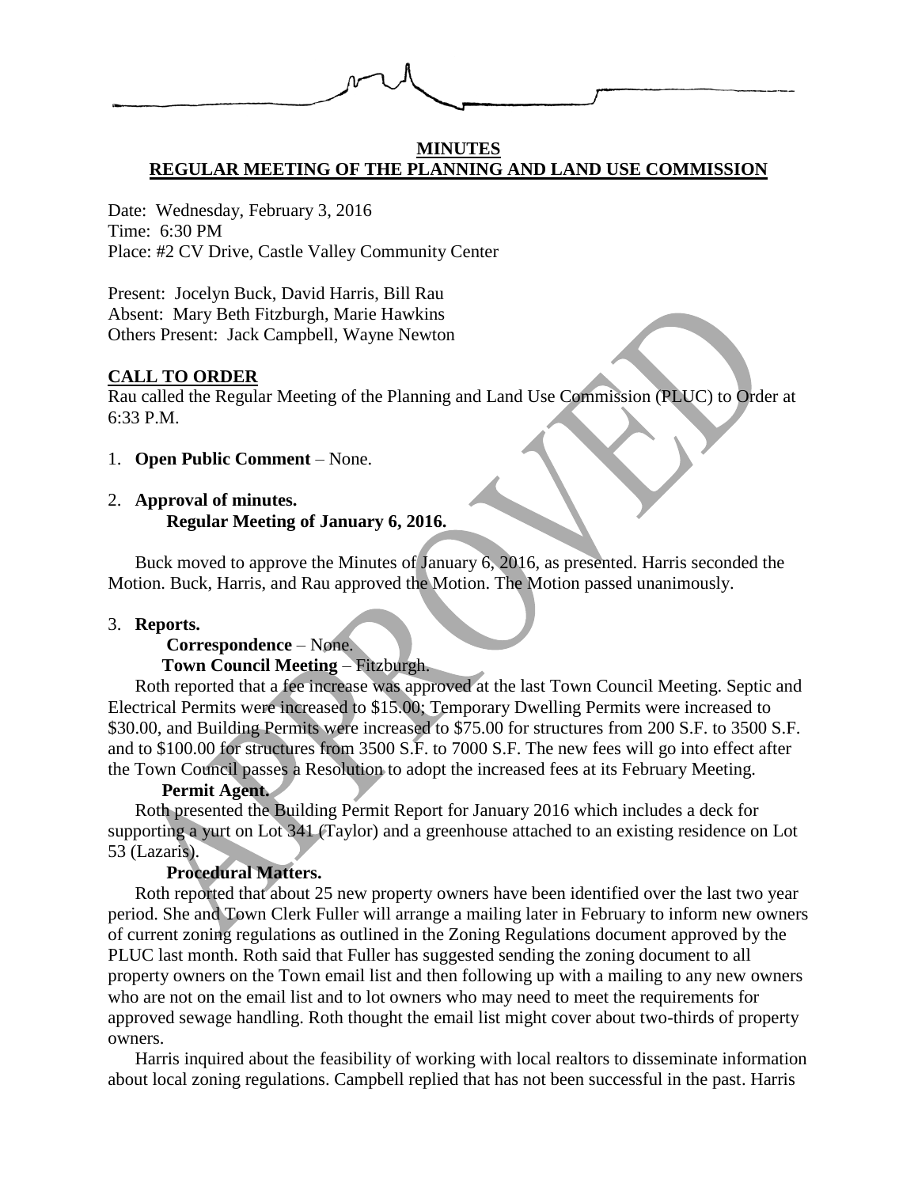**MINUTES**

**REGULAR MEETING OF THE PLANNING AND LAND USE COMMISSION**

Date: Wednesday, February 3, 2016
Time: 6:30 PM
Place: #2 CV Drive, Castle Valley Community Center

Present: Jocelyn Buck, David Harris, Bill Rau
Absent: Mary Beth Fitzburgh, Marie Hawkins
Others Present: Jack Campbell, Wayne Newton

**CALL TO ORDER**

Rau called the Regular Meeting of the Planning and Land Use Commission (PLUC) to Order at 6:33 P.M.

1. **Open Public Comment** – None.

2. **Approval of minutes.**
   **Regular Meeting of January 6, 2016.**

Buck moved to approve the Minutes of January 6, 2016, as presented. Harris seconded the Motion. Buck, Harris, and Rau approved the Motion. The Motion passed unanimously.

3. **Reports.**
   **Correspondence** – None.
   **Town Council Meeting** – Fitzburgh.

Roth reported that a fee increase was approved at the last Town Council Meeting. Septic and Electrical Permits were increased to \$15.00; Temporary Dwelling Permits were increased to \$30.00, and Building Permits were increased to \$75.00 for structures from 200 S.F. to 3500 S.F. and to \$100.00 for structures from 3500 S.F. to 7000 S.F. The new fees will go into effect after the Town Council passes a Resolution to adopt the increased fees at its February Meeting.

**Permit Agent.**

Roth presented the Building Permit Report for January 2016 which includes a deck for supporting a yurt on Lot 341 (Taylor) and a greenhouse attached to an existing residence on Lot 53 (Lazaris).

**Procedural Matters.**

Roth reported that about 25 new property owners have been identified over the last two year period. She and Town Clerk Fuller will arrange a mailing later in February to inform new owners of current zoning regulations as outlined in the Zoning Regulations document approved by the PLUC last month. Roth said that Fuller has suggested sending the zoning document to all property owners on the Town email list and then following up with a mailing to any new owners who are not on the email list and to lot owners who may need to meet the requirements for approved sewage handling. Roth thought the email list might cover about two-thirds of property owners.

Harris inquired about the feasibility of working with local realtors to disseminate information about local zoning regulations. Campbell replied that has not been successful in the past. Harris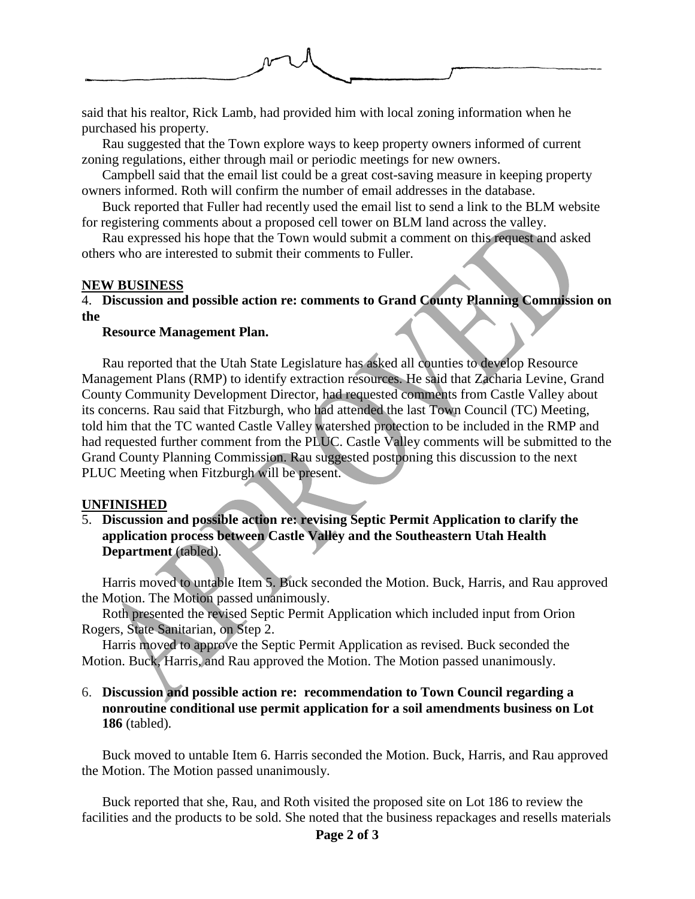said that his realtor, Rick Lamb, had provided him with local zoning information when he purchased his property.

Rau suggested that the Town explore ways to keep property owners informed of current zoning regulations, either through mail or periodic meetings for new owners.

Campbell said that the email list could be a great cost-saving measure in keeping property owners informed. Roth will confirm the number of email addresses in the database.

Buck reported that Fuller had recently used the email list to send a link to the BLM website for registering comments about a proposed cell tower on BLM land across the valley.

Rau expressed his hope that the Town would submit a comment on this request and asked others who are interested to submit their comments to Fuller.

**NEW BUSINESS**

4. **Discussion and possible action re: comments to Grand County Planning Commission on the Resource Management Plan.**

Rau reported that the Utah State Legislature has asked all counties to develop Resource Management Plans (RMP) to identify extraction resources. He said that Zacharia Levine, Grand County Community Development Director, had requested comments from Castle Valley about its concerns. Rau said that Fitzburgh, who had attended the last Town Council (TC) Meeting, told him that the TC wanted Castle Valley watershed protection to be included in the RMP and had requested further comment from the PLUC. Castle Valley comments will be submitted to the Grand County Planning Commission. Rau suggested postponing this discussion to the next PLUC Meeting when Fitzburgh will be present.

**UNFINISHED**

5. **Discussion and possible action re: revising Septic Permit Application to clarify the application process between Castle Valley and the Southeastern Utah Health Department** (tabled).

Harris moved to untable Item 5. Buck seconded the Motion. Buck, Harris, and Rau approved the Motion. The Motion passed unanimously.

Roth presented the revised Septic Permit Application which included input from Orion Rogers, State Sanitarian, on Step 2.

Harris moved to approve the Septic Permit Application as revised. Buck seconded the Motion. Buck, Harris, and Rau approved the Motion. The Motion passed unanimously.

6. **Discussion and possible action re: recommendation to Town Council regarding a nonroutine conditional use permit application for a soil amendments business on Lot 186** (tabled).

Buck moved to untable Item 6. Harris seconded the Motion. Buck, Harris, and Rau approved the Motion. The Motion passed unanimously.

Buck reported that she, Rau, and Roth visited the proposed site on Lot 186 to review the facilities and the products to be sold. She noted that the business repackages and resells materials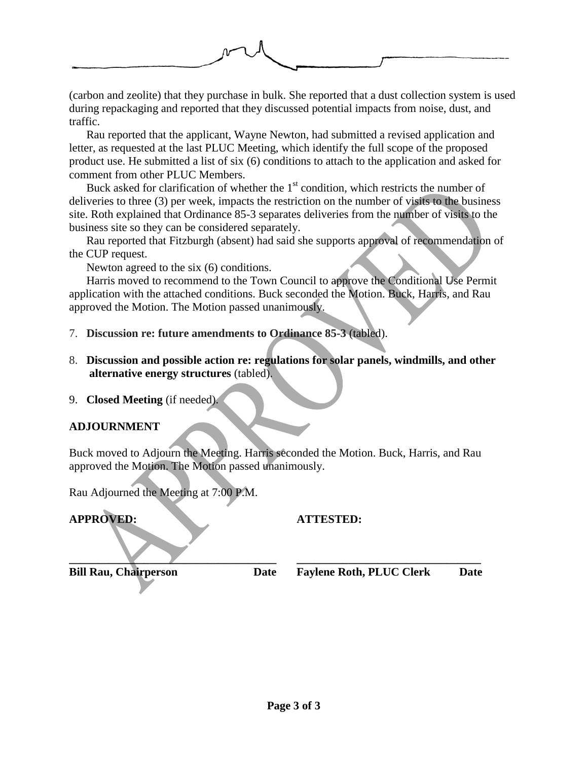(carbon and zeolite) that they purchase in bulk. She reported that a dust collection system is used during repackaging and reported that they discussed potential impacts from noise, dust, and traffic.

Rau reported that the applicant, Wayne Newton, had submitted a revised application and letter, as requested at the last PLUC Meeting, which identify the full scope of the proposed product use. He submitted a list of six (6) conditions to attach to the application and asked for comment from other PLUC Members.

Buck asked for clarification of whether the 1st condition, which restricts the number of deliveries to three (3) per week, impacts the restriction on the number of visits to the business site. Roth explained that Ordinance 85-3 separates deliveries from the number of visits to the business site so they can be considered separately.

Rau reported that Fitzburgh (absent) had said she supports approval of recommendation of the CUP request.

Newton agreed to the six (6) conditions.

Harris moved to recommend to the Town Council to approve the Conditional Use Permit application with the attached conditions. Buck seconded the Motion. Buck, Harris, and Rau approved the Motion. The Motion passed unanimously.

7. **Discussion re: future amendments to Ordinance 85-3** (tabled).

8. **Discussion and possible action re: regulations for solar panels, windmills, and other alternative energy structures** (tabled).

9. **Closed Meeting** (if needed).

**ADJOURNMENT**

Buck moved to Adjourn the Meeting. Harris seconded the Motion. Buck, Harris, and Rau approved the Motion. The Motion passed unanimously.

Rau Adjourned the Meeting at 7:00 P.M.

**APPROVED:** **ATTESTED:**

\_\_\_\_\_\_\_\_\_\_\_\_\_\_\_\_\_\_\_\_\_\_\_\_\_\_\_\_\_\_\_\_\_\_\_\_ \_\_\_\_\_\_\_\_\_\_\_\_\_\_\_\_\_\_\_\_\_\_\_\_\_\_\_\_\_\_\_\_\_\_\_\_

**Bill Rau, Chairperson Date** **Faylene Roth, PLUC Clerk Date**

APPROVED